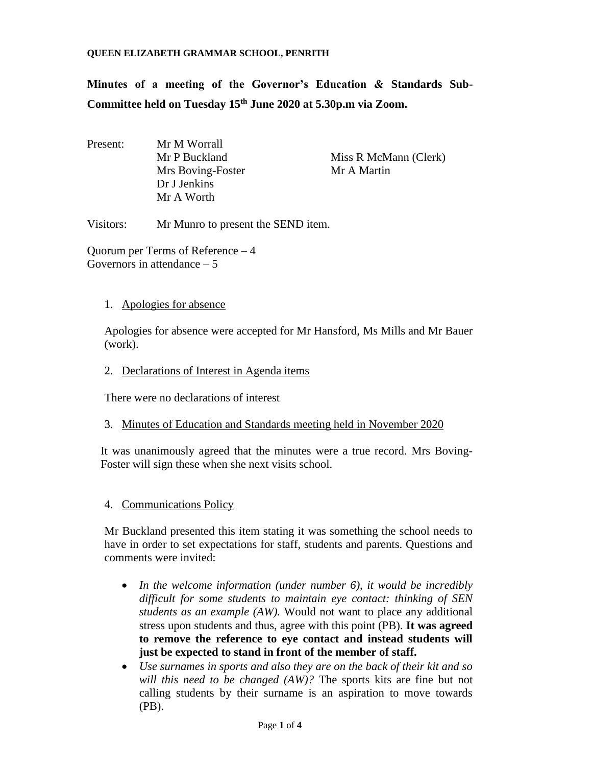**QUEEN ELIZABETH GRAMMAR SCHOOL, PENRITH**

**Minutes of a meeting of the Governor's Education & Standards Sub-Committee held on Tuesday 15th June 2020 at 5.30p.m via Zoom.**

Present: Mr M Worrall
Mr P Buckland
Mrs Boving-Foster
Dr J Jenkins
Mr A Worth
Miss R McMann (Clerk)
Mr A Martin

Visitors: Mr Munro to present the SEND item.

Quorum per Terms of Reference – 4
Governors in attendance – 5

1. Apologies for absence

Apologies for absence were accepted for Mr Hansford, Ms Mills and Mr Bauer (work).

2. Declarations of Interest in Agenda items

There were no declarations of interest

3. Minutes of Education and Standards meeting held in November 2020

It was unanimously agreed that the minutes were a true record. Mrs Boving-Foster will sign these when she next visits school.

4. Communications Policy

Mr Buckland presented this item stating it was something the school needs to have in order to set expectations for staff, students and parents. Questions and comments were invited:

- *In the welcome information (under number 6), it would be incredibly difficult for some students to maintain eye contact: thinking of SEN students as an example (AW).* Would not want to place any additional stress upon students and thus, agree with this point (PB). **It was agreed to remove the reference to eye contact and instead students will just be expected to stand in front of the member of staff.**
- *Use surnames in sports and also they are on the back of their kit and so will this need to be changed (AW)?* The sports kits are fine but not calling students by their surname is an aspiration to move towards (PB).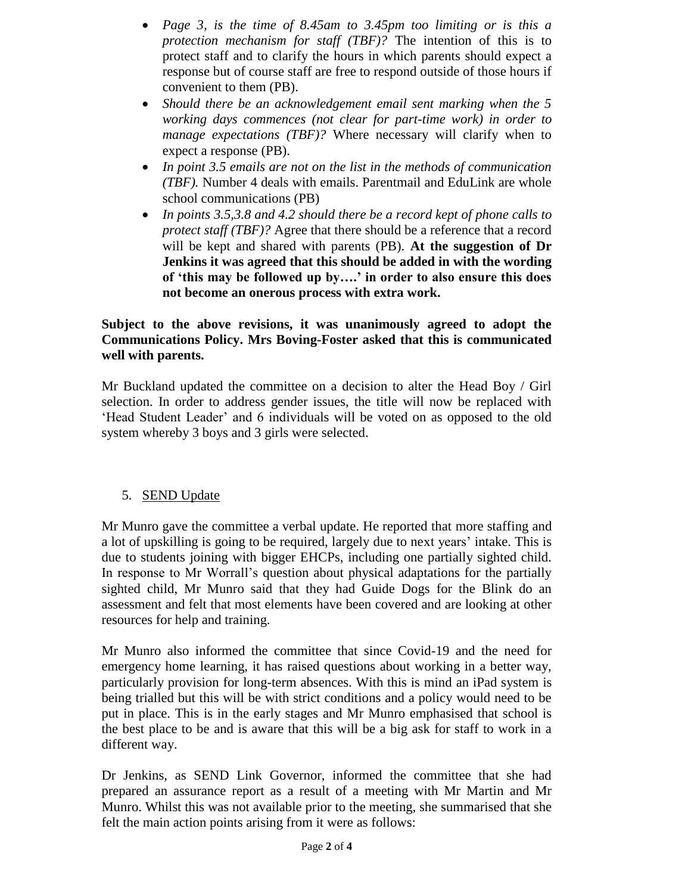- *Page 3, is the time of 8.45am to 3.45pm too limiting or is this a protection mechanism for staff (TBF)?* The intention of this is to protect staff and to clarify the hours in which parents should expect a response but of course staff are free to respond outside of those hours if convenient to them (PB).
- *Should there be an acknowledgement email sent marking when the 5 working days commences (not clear for part-time work) in order to manage expectations (TBF)?* Where necessary will clarify when to expect a response (PB).
- *In point 3.5 emails are not on the list in the methods of communication (TBF).* Number 4 deals with emails. Parentmail and EduLink are whole school communications (PB)
- *In points 3.5,3.8 and 4.2 should there be a record kept of phone calls to protect staff (TBF)?* Agree that there should be a reference that a record will be kept and shared with parents (PB). **At the suggestion of Dr Jenkins it was agreed that this should be added in with the wording of 'this may be followed up by….' in order to also ensure this does not become an onerous process with extra work.**

**Subject to the above revisions, it was unanimously agreed to adopt the Communications Policy. Mrs Boving-Foster asked that this is communicated well with parents.**

Mr Buckland updated the committee on a decision to alter the Head Boy / Girl selection. In order to address gender issues, the title will now be replaced with 'Head Student Leader' and 6 individuals will be voted on as opposed to the old system whereby 3 boys and 3 girls were selected.

5. <u>SEND Update</u>

Mr Munro gave the committee a verbal update. He reported that more staffing and a lot of upskilling is going to be required, largely due to next years' intake. This is due to students joining with bigger EHCPs, including one partially sighted child. In response to Mr Worrall's question about physical adaptations for the partially sighted child, Mr Munro said that they had Guide Dogs for the Blink do an assessment and felt that most elements have been covered and are looking at other resources for help and training.

Mr Munro also informed the committee that since Covid-19 and the need for emergency home learning, it has raised questions about working in a better way, particularly provision for long-term absences. With this is mind an iPad system is being trialled but this will be with strict conditions and a policy would need to be put in place. This is in the early stages and Mr Munro emphasised that school is the best place to be and is aware that this will be a big ask for staff to work in a different way.

Dr Jenkins, as SEND Link Governor, informed the committee that she had prepared an assurance report as a result of a meeting with Mr Martin and Mr Munro. Whilst this was not available prior to the meeting, she summarised that she felt the main action points arising from it were as follows: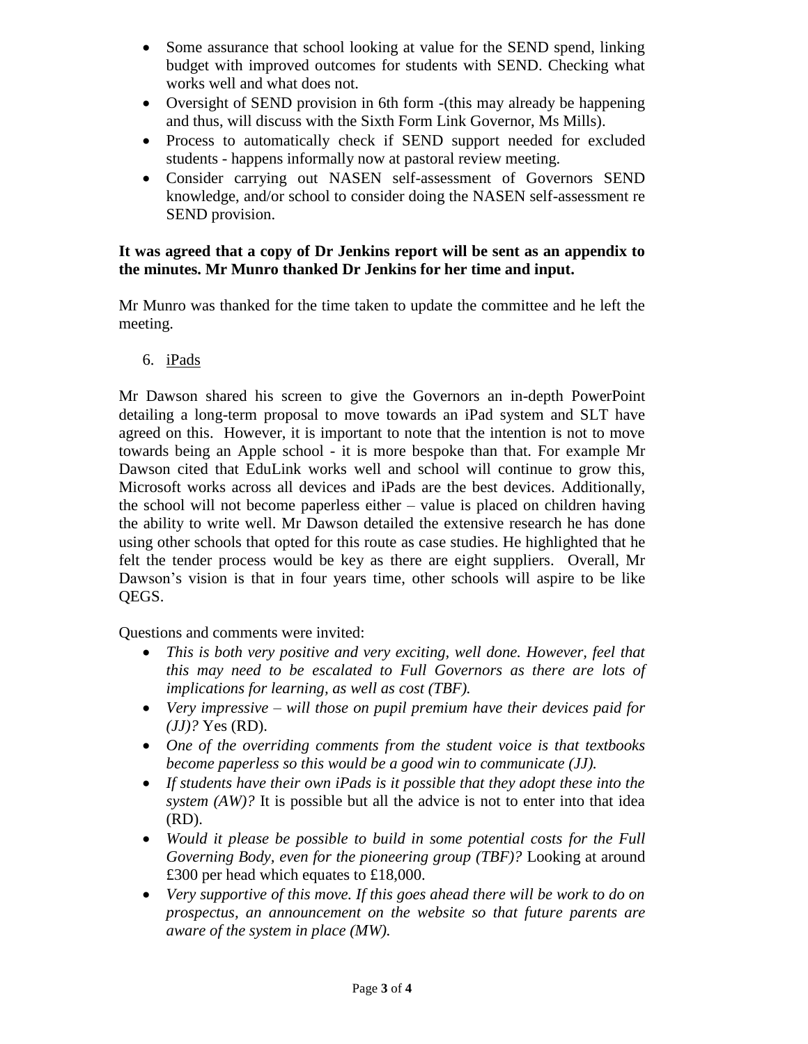- Some assurance that school looking at value for the SEND spend, linking budget with improved outcomes for students with SEND. Checking what works well and what does not.
- Oversight of SEND provision in 6th form -(this may already be happening and thus, will discuss with the Sixth Form Link Governor, Ms Mills).
- Process to automatically check if SEND support needed for excluded students - happens informally now at pastoral review meeting.
- Consider carrying out NASEN self-assessment of Governors SEND knowledge, and/or school to consider doing the NASEN self-assessment re SEND provision.

**It was agreed that a copy of Dr Jenkins report will be sent as an appendix to the minutes. Mr Munro thanked Dr Jenkins for her time and input.**

Mr Munro was thanked for the time taken to update the committee and he left the meeting.

6. iPads

Mr Dawson shared his screen to give the Governors an in-depth PowerPoint detailing a long-term proposal to move towards an iPad system and SLT have agreed on this. However, it is important to note that the intention is not to move towards being an Apple school - it is more bespoke than that. For example Mr Dawson cited that EduLink works well and school will continue to grow this, Microsoft works across all devices and iPads are the best devices. Additionally, the school will not become paperless either – value is placed on children having the ability to write well. Mr Dawson detailed the extensive research he has done using other schools that opted for this route as case studies. He highlighted that he felt the tender process would be key as there are eight suppliers. Overall, Mr Dawson's vision is that in four years time, other schools will aspire to be like QEGS.

Questions and comments were invited:

- *This is both very positive and very exciting, well done. However, feel that this may need to be escalated to Full Governors as there are lots of implications for learning, as well as cost (TBF).*
- *Very impressive – will those on pupil premium have their devices paid for (JJ)?* Yes (RD).
- *One of the overriding comments from the student voice is that textbooks become paperless so this would be a good win to communicate (JJ).*
- *If students have their own iPads is it possible that they adopt these into the system (AW)?* It is possible but all the advice is not to enter into that idea (RD).
- *Would it please be possible to build in some potential costs for the Full Governing Body, even for the pioneering group (TBF)?* Looking at around £300 per head which equates to £18,000.
- *Very supportive of this move. If this goes ahead there will be work to do on prospectus, an announcement on the website so that future parents are aware of the system in place (MW).*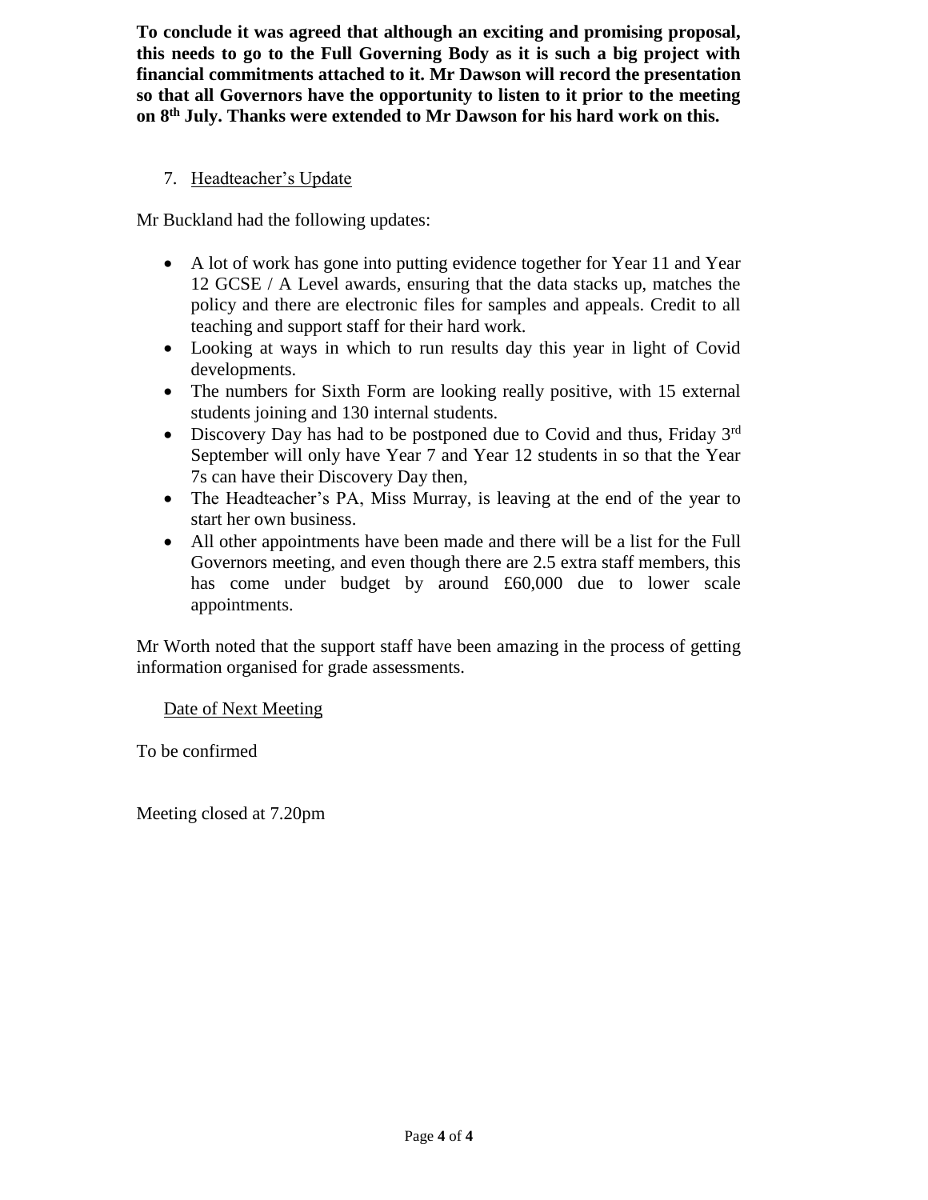**To conclude it was agreed that although an exciting and promising proposal, this needs to go to the Full Governing Body as it is such a big project with financial commitments attached to it. Mr Dawson will record the presentation so that all Governors have the opportunity to listen to it prior to the meeting on 8th July. Thanks were extended to Mr Dawson for his hard work on this.**

7. Headteacher's Update

Mr Buckland had the following updates:

- A lot of work has gone into putting evidence together for Year 11 and Year 12 GCSE / A Level awards, ensuring that the data stacks up, matches the policy and there are electronic files for samples and appeals. Credit to all teaching and support staff for their hard work.
- Looking at ways in which to run results day this year in light of Covid developments.
- The numbers for Sixth Form are looking really positive, with 15 external students joining and 130 internal students.
- Discovery Day has had to be postponed due to Covid and thus, Friday 3rd September will only have Year 7 and Year 12 students in so that the Year 7s can have their Discovery Day then,
- The Headteacher's PA, Miss Murray, is leaving at the end of the year to start her own business.
- All other appointments have been made and there will be a list for the Full Governors meeting, and even though there are 2.5 extra staff members, this has come under budget by around £60,000 due to lower scale appointments.

Mr Worth noted that the support staff have been amazing in the process of getting information organised for grade assessments.

Date of Next Meeting

To be confirmed

Meeting closed at 7.20pm